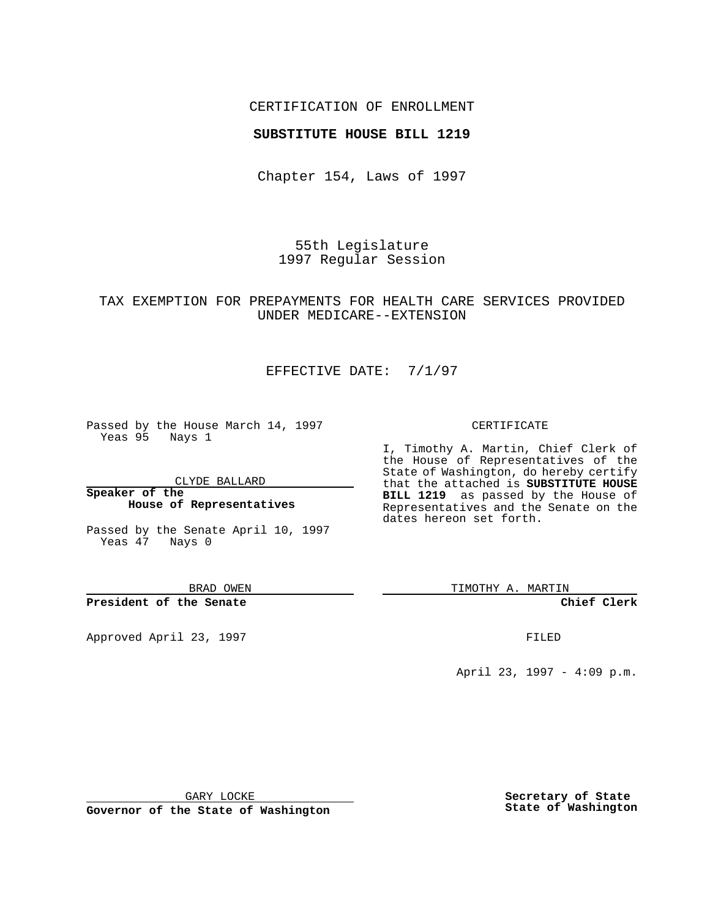CERTIFICATION OF ENROLLMENT

**SUBSTITUTE HOUSE BILL 1219**

Chapter 154, Laws of 1997

55th Legislature
1997 Regular Session

TAX EXEMPTION FOR PREPAYMENTS FOR HEALTH CARE SERVICES PROVIDED UNDER MEDICARE--EXTENSION

EFFECTIVE DATE: 7/1/97

Passed by the House March 14, 1997
Yeas 95 Nays 1

CLYDE BALLARD

**Speaker of the House of Representatives**

Passed by the Senate April 10, 1997
Yeas 47 Nays 0

BRAD OWEN

**President of the Senate**

Approved April 23, 1997

GARY LOCKE

**Governor of the State of Washington**

CERTIFICATE

I, Timothy A. Martin, Chief Clerk of the House of Representatives of the State of Washington, do hereby certify that the attached is **SUBSTITUTE HOUSE BILL 1219** as passed by the House of Representatives and the Senate on the dates hereon set forth.

TIMOTHY A. MARTIN

**Chief Clerk**

FILED

April 23, 1997 - 4:09 p.m.

**Secretary of State State of Washington**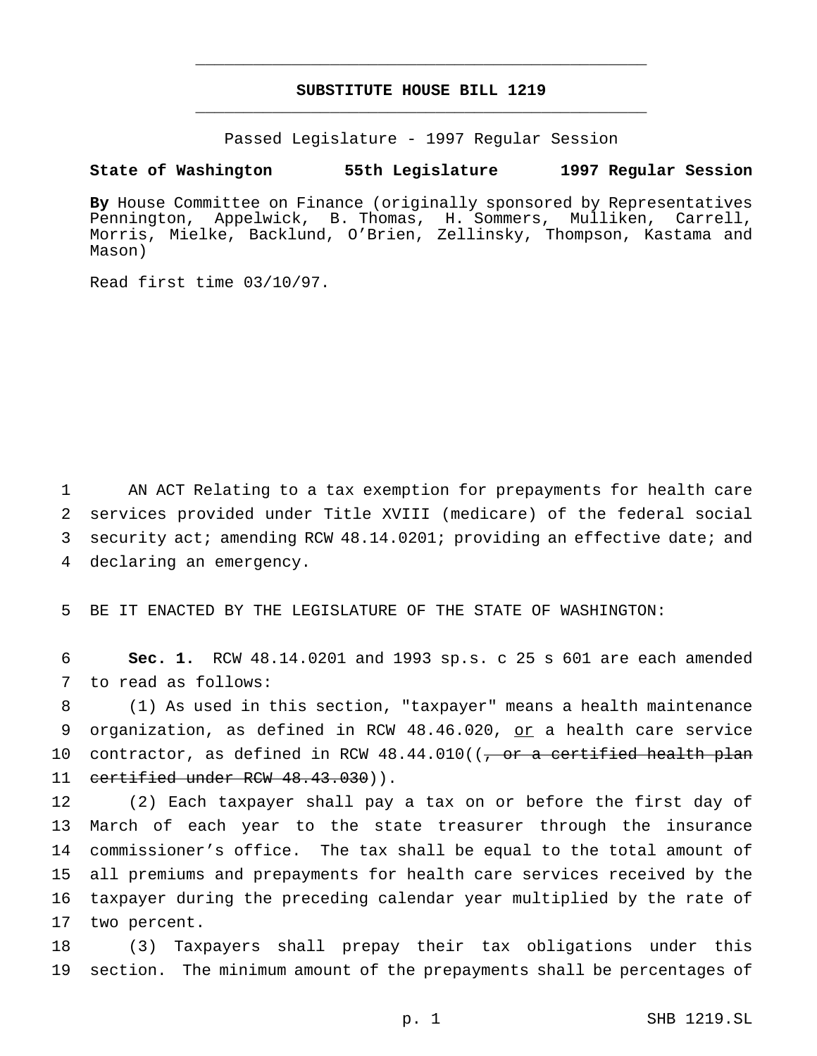# SUBSTITUTE HOUSE BILL 1219

Passed Legislature - 1997 Regular Session

**State of Washington 55th Legislature 1997 Regular Session**

**By** House Committee on Finance (originally sponsored by Representatives Pennington, Appelwick, B. Thomas, H. Sommers, Mulliken, Carrell, Morris, Mielke, Backlund, O'Brien, Zellinsky, Thompson, Kastama and Mason)

Read first time 03/10/97.

AN ACT Relating to a tax exemption for prepayments for health care services provided under Title XVIII (medicare) of the federal social security act; amending RCW 48.14.0201; providing an effective date; and declaring an emergency.

BE IT ENACTED BY THE LEGISLATURE OF THE STATE OF WASHINGTON:

**Sec. 1.** RCW 48.14.0201 and 1993 sp.s. c 25 s 601 are each amended to read as follows:

(1) As used in this section, "taxpayer" means a health maintenance organization, as defined in RCW 48.46.020, <u>or</u> a health care service contractor, as defined in RCW 48.44.010((~~, or a certified health plan certified under RCW 48.43.030~~)).

(2) Each taxpayer shall pay a tax on or before the first day of March of each year to the state treasurer through the insurance commissioner's office. The tax shall be equal to the total amount of all premiums and prepayments for health care services received by the taxpayer during the preceding calendar year multiplied by the rate of two percent.

(3) Taxpayers shall prepay their tax obligations under this section. The minimum amount of the prepayments shall be percentages of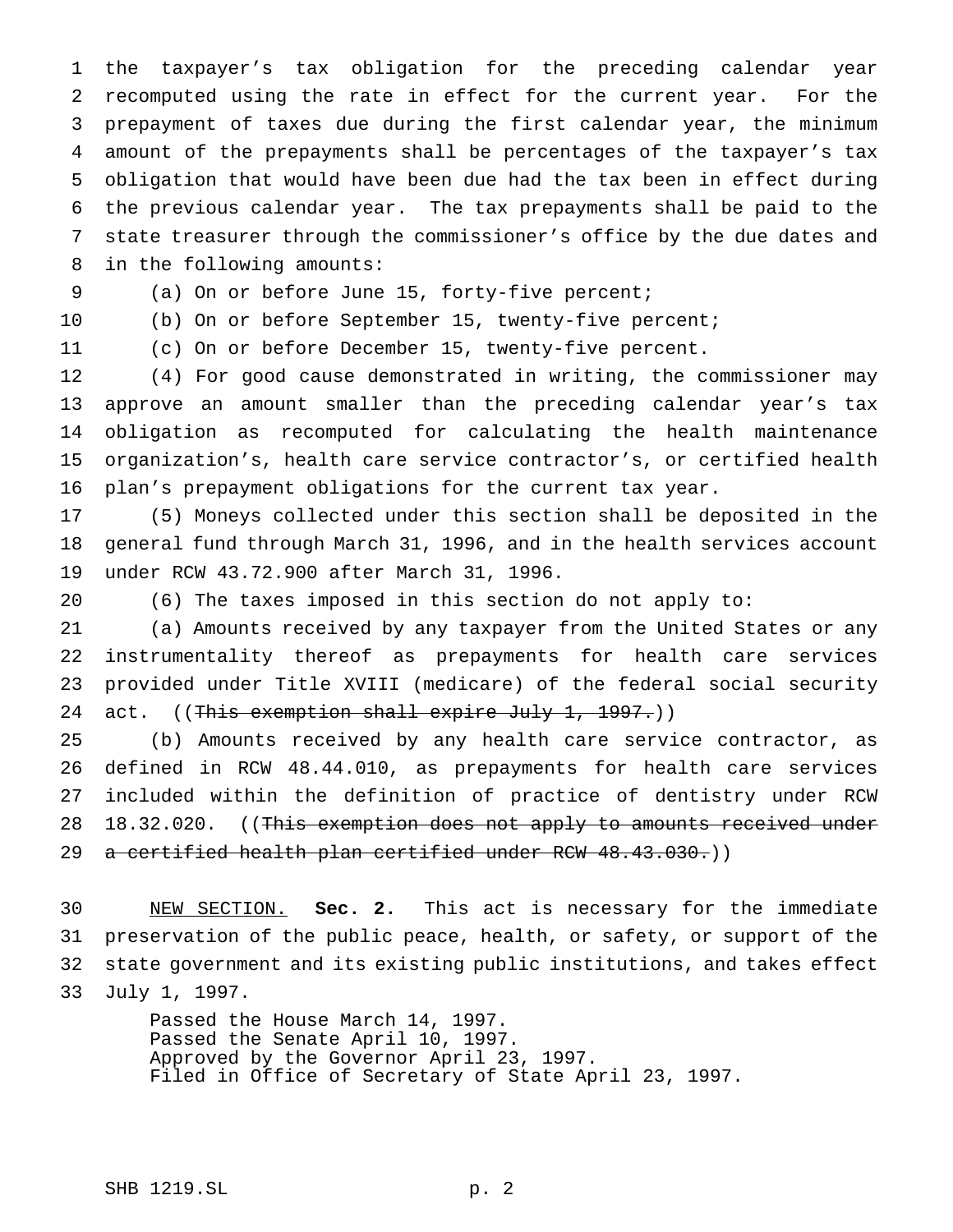the taxpayer's tax obligation for the preceding calendar year recomputed using the rate in effect for the current year. For the prepayment of taxes due during the first calendar year, the minimum amount of the prepayments shall be percentages of the taxpayer's tax obligation that would have been due had the tax been in effect during the previous calendar year. The tax prepayments shall be paid to the state treasurer through the commissioner's office by the due dates and in the following amounts:

(a) On or before June 15, forty-five percent;

(b) On or before September 15, twenty-five percent;

(c) On or before December 15, twenty-five percent.

(4) For good cause demonstrated in writing, the commissioner may approve an amount smaller than the preceding calendar year's tax obligation as recomputed for calculating the health maintenance organization's, health care service contractor's, or certified health plan's prepayment obligations for the current tax year.

(5) Moneys collected under this section shall be deposited in the general fund through March 31, 1996, and in the health services account under RCW 43.72.900 after March 31, 1996.

(6) The taxes imposed in this section do not apply to:

(a) Amounts received by any taxpayer from the United States or any instrumentality thereof as prepayments for health care services provided under Title XVIII (medicare) of the federal social security act. ((~~This exemption shall expire July 1, 1997.~~))

(b) Amounts received by any health care service contractor, as defined in RCW 48.44.010, as prepayments for health care services included within the definition of practice of dentistry under RCW 18.32.020. ((~~This exemption does not apply to amounts received under a certified health plan certified under RCW 48.43.030.~~))

NEW SECTION. **Sec. 2.** This act is necessary for the immediate preservation of the public peace, health, or safety, or support of the state government and its existing public institutions, and takes effect July 1, 1997.

Passed the House March 14, 1997.
Passed the Senate April 10, 1997.
Approved by the Governor April 23, 1997.
Filed in Office of Secretary of State April 23, 1997.